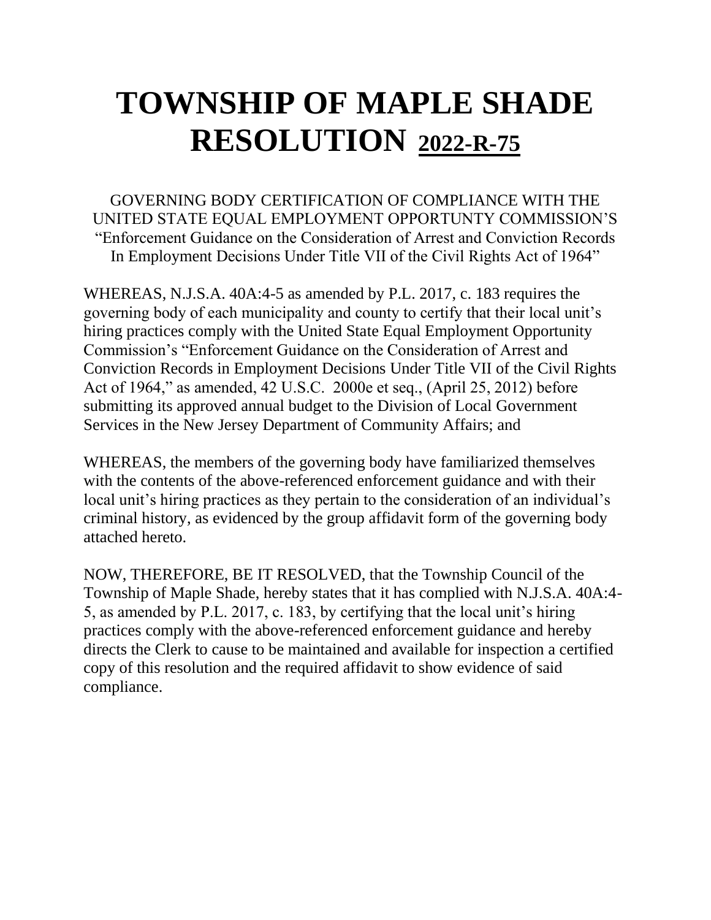# TOWNSHIP OF MAPLE SHADE RESOLUTION 2022-R-75

GOVERNING BODY CERTIFICATION OF COMPLIANCE WITH THE UNITED STATE EQUAL EMPLOYMENT OPPORTUNTY COMMISSION'S "Enforcement Guidance on the Consideration of Arrest and Conviction Records In Employment Decisions Under Title VII of the Civil Rights Act of 1964"

WHEREAS, N.J.S.A. 40A:4-5 as amended by P.L. 2017, c. 183 requires the governing body of each municipality and county to certify that their local unit's hiring practices comply with the United State Equal Employment Opportunity Commission's "Enforcement Guidance on the Consideration of Arrest and Conviction Records in Employment Decisions Under Title VII of the Civil Rights Act of 1964," as amended, 42 U.S.C. 2000e et seq., (April 25, 2012) before submitting its approved annual budget to the Division of Local Government Services in the New Jersey Department of Community Affairs; and

WHEREAS, the members of the governing body have familiarized themselves with the contents of the above-referenced enforcement guidance and with their local unit's hiring practices as they pertain to the consideration of an individual's criminal history, as evidenced by the group affidavit form of the governing body attached hereto.

NOW, THEREFORE, BE IT RESOLVED, that the Township Council of the Township of Maple Shade, hereby states that it has complied with N.J.S.A. 40A:4-5, as amended by P.L. 2017, c. 183, by certifying that the local unit's hiring practices comply with the above-referenced enforcement guidance and hereby directs the Clerk to cause to be maintained and available for inspection a certified copy of this resolution and the required affidavit to show evidence of said compliance.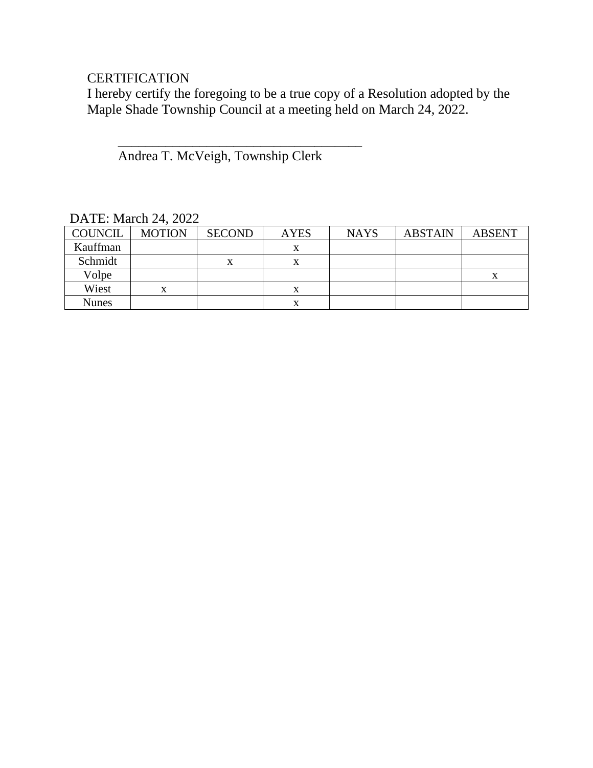CERTIFICATION

I hereby certify the foregoing to be a true copy of a Resolution adopted by the Maple Shade Township Council at a meeting held on March 24, 2022.

\_\_\_\_\_\_\_\_\_\_\_\_\_\_\_\_\_\_\_\_\_\_\_\_\_\_\_\_\_\_\_\_\_\_\_\_\_

Andrea T. McVeigh, Township Clerk

DATE: March 24, 2022

| COUNCIL | MOTION | SECOND | AYES | NAYS | ABSTAIN | ABSENT |
|---|---|---|---|---|---|---|
| Kauffman | | | x | | | |
| Schmidt | | x | x | | | |
| Volpe | | | | | | x |
| Wiest | x | | x | | | |
| Nunes | | | x | | | |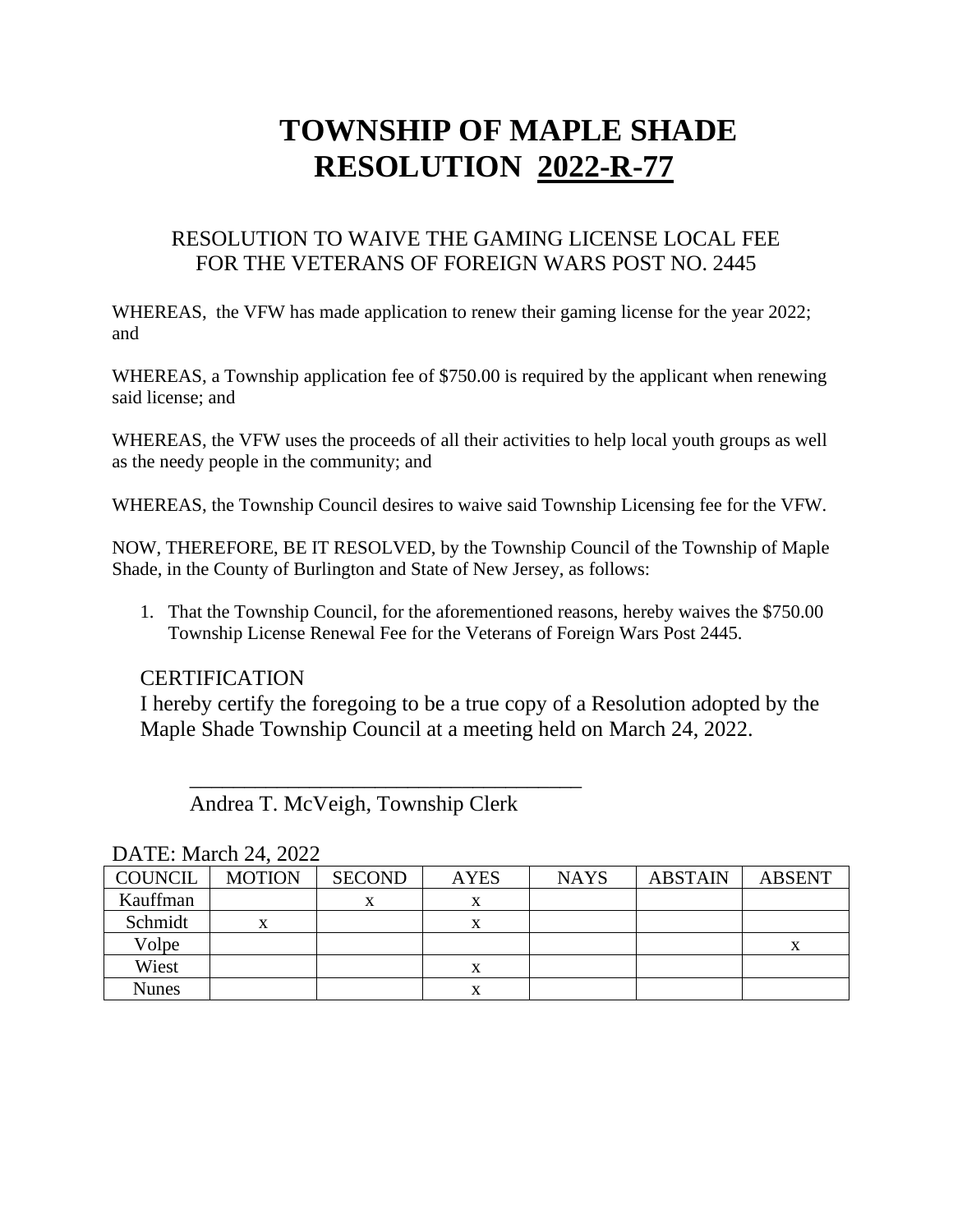# TOWNSHIP OF MAPLE SHADE
# RESOLUTION <u>2022-R-77</u>

RESOLUTION TO WAIVE THE GAMING LICENSE LOCAL FEE FOR THE VETERANS OF FOREIGN WARS POST NO. 2445

WHEREAS, the VFW has made application to renew their gaming license for the year 2022; and

WHEREAS, a Township application fee of $750.00 is required by the applicant when renewing said license; and

WHEREAS, the VFW uses the proceeds of all their activities to help local youth groups as well as the needy people in the community; and

WHEREAS, the Township Council desires to waive said Township Licensing fee for the VFW.

NOW, THEREFORE, BE IT RESOLVED, by the Township Council of the Township of Maple Shade, in the County of Burlington and State of New Jersey, as follows:

1. That the Township Council, for the aforementioned reasons, hereby waives the $750.00 Township License Renewal Fee for the Veterans of Foreign Wars Post 2445.

CERTIFICATION

I hereby certify the foregoing to be a true copy of a Resolution adopted by the Maple Shade Township Council at a meeting held on March 24, 2022.

\_\_\_\_\_\_\_\_\_\_\_\_\_\_\_\_\_\_\_\_\_\_\_\_\_\_\_\_\_\_\_\_\_\_\_\_\_\_

Andrea T. McVeigh, Township Clerk

DATE: March 24, 2022

| COUNCIL | MOTION | SECOND | AYES | NAYS | ABSTAIN | ABSENT |
|---|---|---|---|---|---|---|
| Kauffman | | x | x | | | |
| Schmidt | x | | x | | | |
| Volpe | | | | | | x |
| Wiest | | | x | | | |
| Nunes | | | x | | | |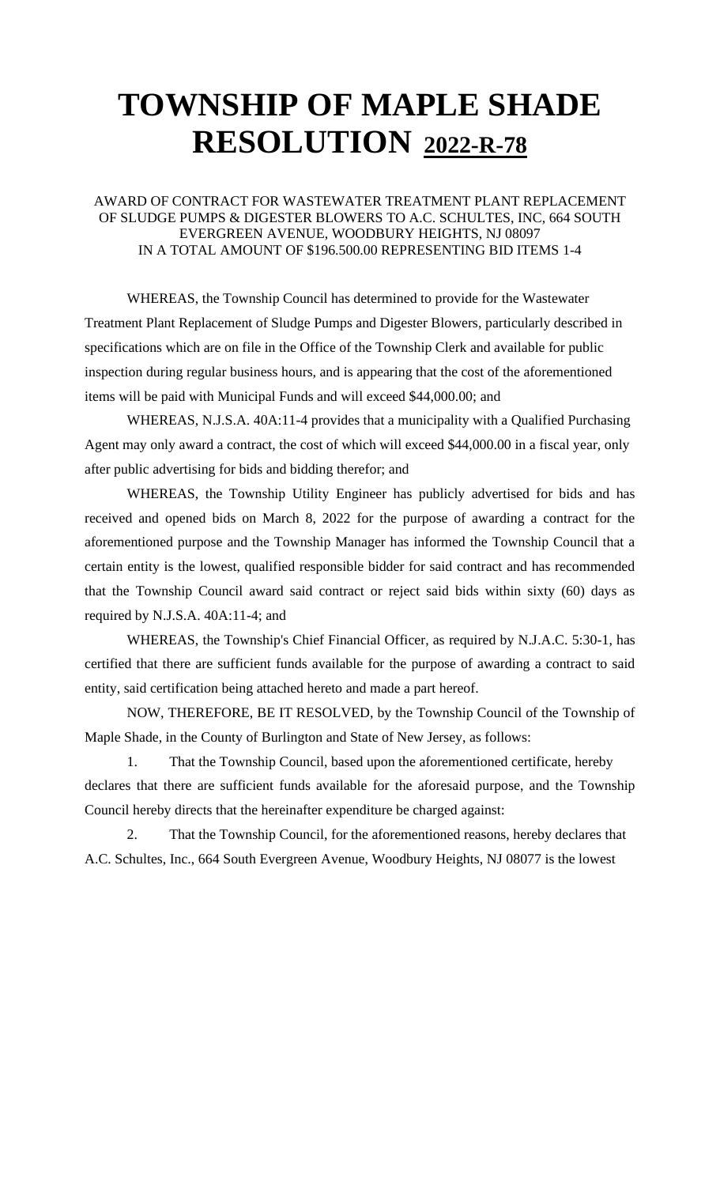# TOWNSHIP OF MAPLE SHADE RESOLUTION 2022-R-78

AWARD OF CONTRACT FOR WASTEWATER TREATMENT PLANT REPLACEMENT OF SLUDGE PUMPS & DIGESTER BLOWERS TO A.C. SCHULTES, INC, 664 SOUTH EVERGREEN AVENUE, WOODBURY HEIGHTS, NJ 08097 IN A TOTAL AMOUNT OF $196.500.00 REPRESENTING BID ITEMS 1-4

WHEREAS, the Township Council has determined to provide for the Wastewater Treatment Plant Replacement of Sludge Pumps and Digester Blowers, particularly described in specifications which are on file in the Office of the Township Clerk and available for public inspection during regular business hours, and is appearing that the cost of the aforementioned items will be paid with Municipal Funds and will exceed $44,000.00; and

WHEREAS, N.J.S.A. 40A:11-4 provides that a municipality with a Qualified Purchasing Agent may only award a contract, the cost of which will exceed $44,000.00 in a fiscal year, only after public advertising for bids and bidding therefor; and

WHEREAS, the Township Utility Engineer has publicly advertised for bids and has received and opened bids on March 8, 2022 for the purpose of awarding a contract for the aforementioned purpose and the Township Manager has informed the Township Council that a certain entity is the lowest, qualified responsible bidder for said contract and has recommended that the Township Council award said contract or reject said bids within sixty (60) days as required by N.J.S.A. 40A:11-4; and

WHEREAS, the Township's Chief Financial Officer, as required by N.J.A.C. 5:30-1, has certified that there are sufficient funds available for the purpose of awarding a contract to said entity, said certification being attached hereto and made a part hereof.

NOW, THEREFORE, BE IT RESOLVED, by the Township Council of the Township of Maple Shade, in the County of Burlington and State of New Jersey, as follows:

1. That the Township Council, based upon the aforementioned certificate, hereby declares that there are sufficient funds available for the aforesaid purpose, and the Township Council hereby directs that the hereinafter expenditure be charged against:

2. That the Township Council, for the aforementioned reasons, hereby declares that A.C. Schultes, Inc., 664 South Evergreen Avenue, Woodbury Heights, NJ 08077 is the lowest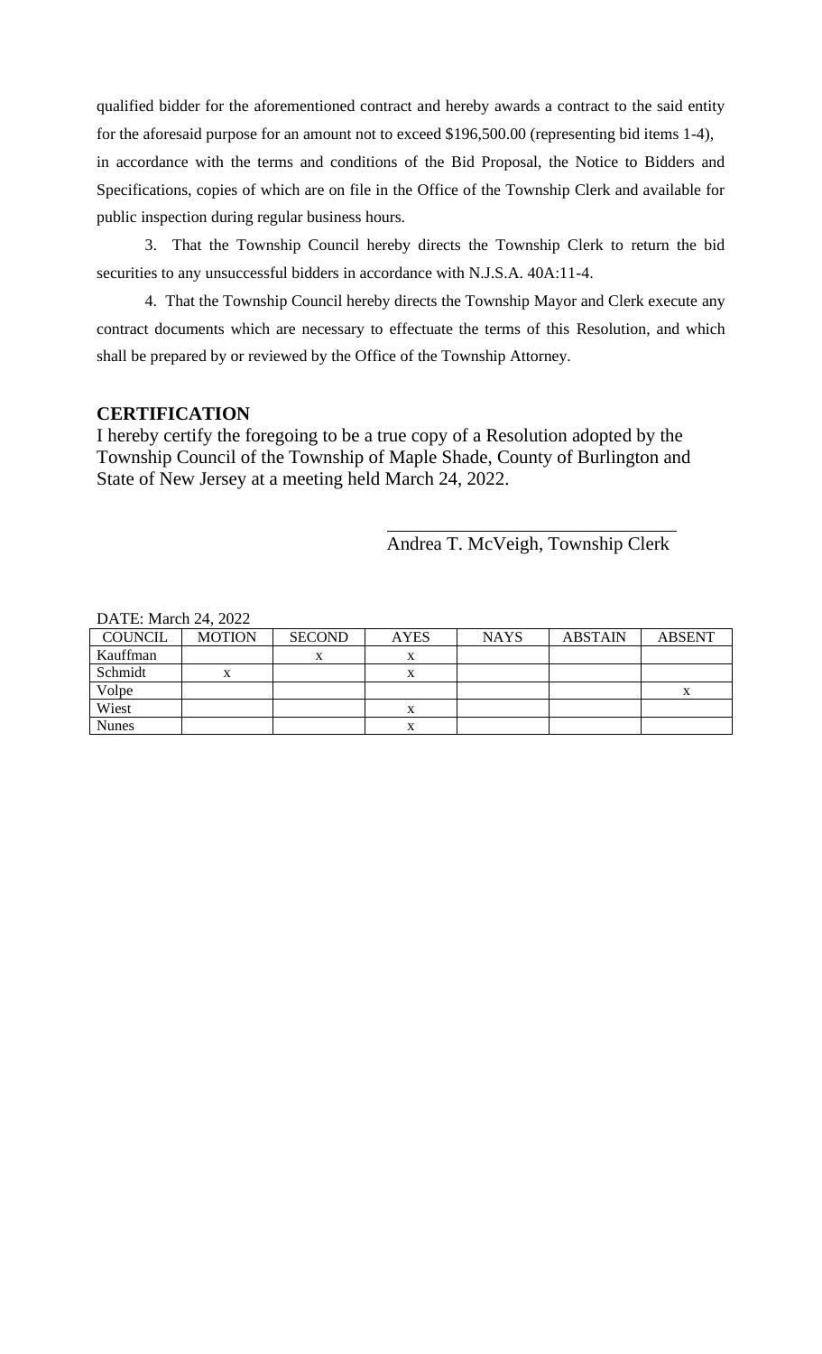qualified bidder for the aforementioned contract and hereby awards a contract to the said entity for the aforesaid purpose for an amount not to exceed $196,500.00 (representing bid items 1-4), in accordance with the terms and conditions of the Bid Proposal, the Notice to Bidders and Specifications, copies of which are on file in the Office of the Township Clerk and available for public inspection during regular business hours.

3. That the Township Council hereby directs the Township Clerk to return the bid securities to any unsuccessful bidders in accordance with N.J.S.A. 40A:11-4.

4. That the Township Council hereby directs the Township Mayor and Clerk execute any contract documents which are necessary to effectuate the terms of this Resolution, and which shall be prepared by or reviewed by the Office of the Township Attorney.

**CERTIFICATION**

I hereby certify the foregoing to be a true copy of a Resolution adopted by the Township Council of the Township of Maple Shade, County of Burlington and State of New Jersey at a meeting held March 24, 2022.

\_\_\_\_\_\_\_\_\_\_\_\_\_\_\_\_\_\_\_\_\_\_\_\_\_\_\_\_\_\_\_\_

Andrea T. McVeigh, Township Clerk

DATE: March 24, 2022

| COUNCIL | MOTION | SECOND | AYES | NAYS | ABSTAIN | ABSENT |
|---|---|---|---|---|---|---|
| Kauffman | | x | x | | | |
| Schmidt | x | | x | | | |
| Volpe | | | | | | x |
| Wiest | | | x | | | |
| Nunes | | | x | | | |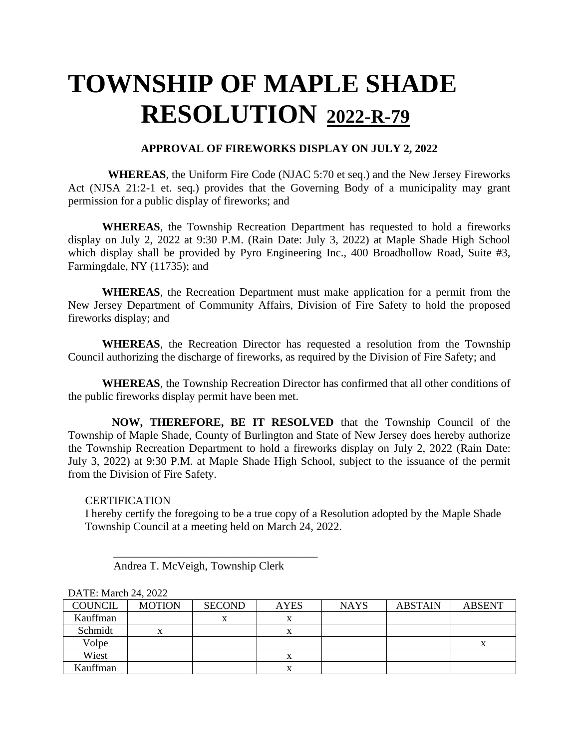# TOWNSHIP OF MAPLE SHADE RESOLUTION 2022-R-79

**APPROVAL OF FIREWORKS DISPLAY ON JULY 2, 2022**

**WHEREAS**, the Uniform Fire Code (NJAC 5:70 et seq.) and the New Jersey Fireworks Act (NJSA 21:2-1 et. seq.) provides that the Governing Body of a municipality may grant permission for a public display of fireworks; and

**WHEREAS**, the Township Recreation Department has requested to hold a fireworks display on July 2, 2022 at 9:30 P.M. (Rain Date: July 3, 2022) at Maple Shade High School which display shall be provided by Pyro Engineering Inc., 400 Broadhollow Road, Suite #3, Farmingdale, NY (11735); and

**WHEREAS**, the Recreation Department must make application for a permit from the New Jersey Department of Community Affairs, Division of Fire Safety to hold the proposed fireworks display; and

**WHEREAS**, the Recreation Director has requested a resolution from the Township Council authorizing the discharge of fireworks, as required by the Division of Fire Safety; and

**WHEREAS**, the Township Recreation Director has confirmed that all other conditions of the public fireworks display permit have been met.

**NOW, THEREFORE, BE IT RESOLVED** that the Township Council of the Township of Maple Shade, County of Burlington and State of New Jersey does hereby authorize the Township Recreation Department to hold a fireworks display on July 2, 2022 (Rain Date: July 3, 2022) at 9:30 P.M. at Maple Shade High School, subject to the issuance of the permit from the Division of Fire Safety.

CERTIFICATION
I hereby certify the foregoing to be a true copy of a Resolution adopted by the Maple Shade Township Council at a meeting held on March 24, 2022.

\_\_\_\_\_\_\_\_\_\_\_\_\_\_\_\_\_\_\_\_\_\_\_\_\_\_\_\_\_\_\_\_\_\_\_\_
Andrea T. McVeigh, Township Clerk

DATE: March 24, 2022

| COUNCIL | MOTION | SECOND | AYES | NAYS | ABSTAIN | ABSENT |
|---|---|---|---|---|---|---|
| Kauffman | | x | x | | | |
| Schmidt | x | | x | | | |
| Volpe | | | | | | x |
| Wiest | | | x | | | |
| Kauffman | | | x | | | |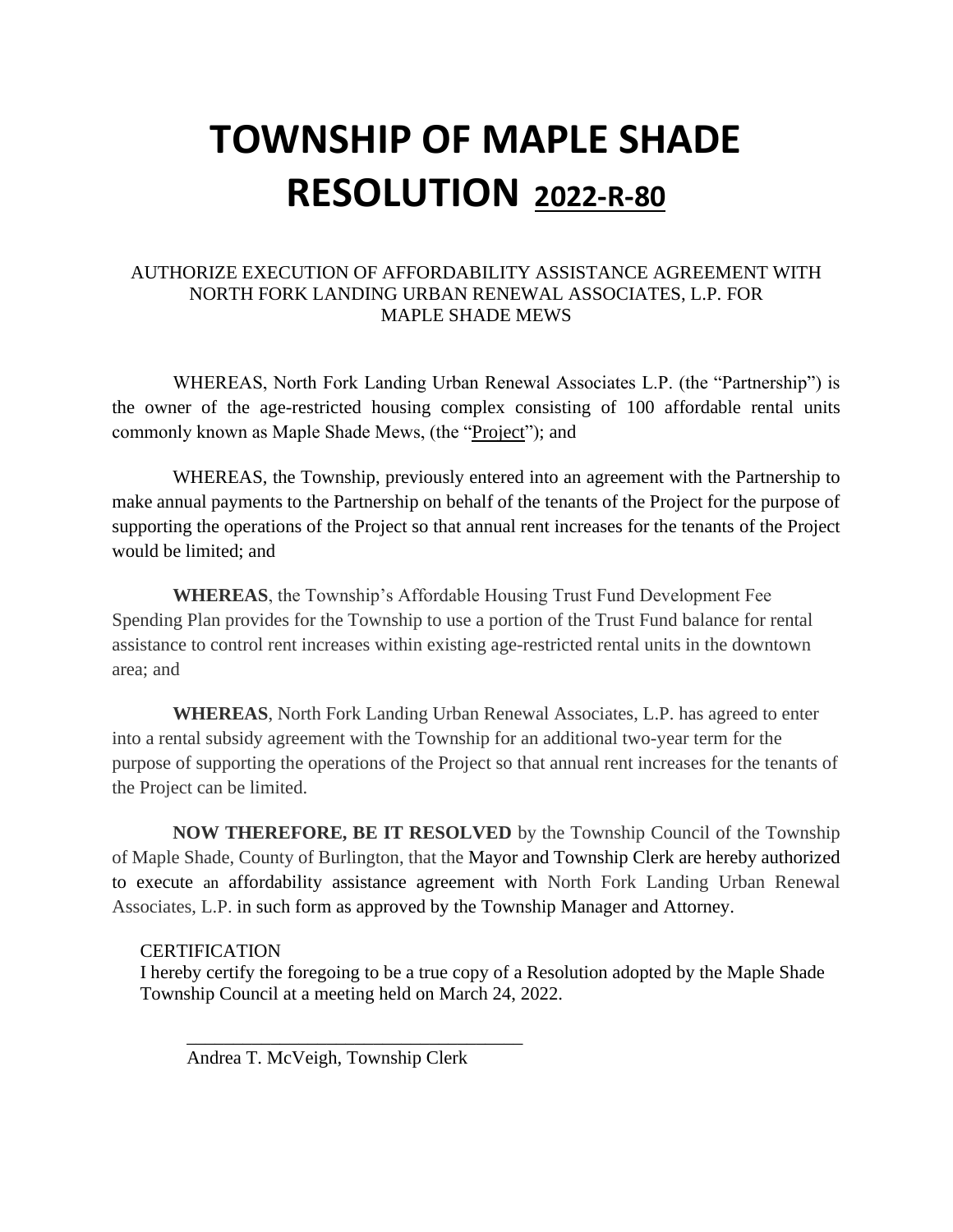# TOWNSHIP OF MAPLE SHADE RESOLUTION 2022-R-80

AUTHORIZE EXECUTION OF AFFORDABILITY ASSISTANCE AGREEMENT WITH NORTH FORK LANDING URBAN RENEWAL ASSOCIATES, L.P. FOR MAPLE SHADE MEWS

WHEREAS, North Fork Landing Urban Renewal Associates L.P. (the "Partnership") is the owner of the age-restricted housing complex consisting of 100 affordable rental units commonly known as Maple Shade Mews, (the "Project"); and

WHEREAS, the Township, previously entered into an agreement with the Partnership to make annual payments to the Partnership on behalf of the tenants of the Project for the purpose of supporting the operations of the Project so that annual rent increases for the tenants of the Project would be limited; and

**WHEREAS**, the Township's Affordable Housing Trust Fund Development Fee Spending Plan provides for the Township to use a portion of the Trust Fund balance for rental assistance to control rent increases within existing age-restricted rental units in the downtown area; and

**WHEREAS**, North Fork Landing Urban Renewal Associates, L.P. has agreed to enter into a rental subsidy agreement with the Township for an additional two-year term for the purpose of supporting the operations of the Project so that annual rent increases for the tenants of the Project can be limited.

**NOW THEREFORE, BE IT RESOLVED** by the Township Council of the Township of Maple Shade, County of Burlington, that the Mayor and Township Clerk are hereby authorized to execute an affordability assistance agreement with North Fork Landing Urban Renewal Associates, L.P. in such form as approved by the Township Manager and Attorney.

CERTIFICATION

I hereby certify the foregoing to be a true copy of a Resolution adopted by the Maple Shade Township Council at a meeting held on March 24, 2022.

\_\_\_\_\_\_\_\_\_\_\_\_\_\_\_\_\_\_\_\_\_\_\_\_\_\_\_\_\_\_\_\_\_\_\_\_

Andrea T. McVeigh, Township Clerk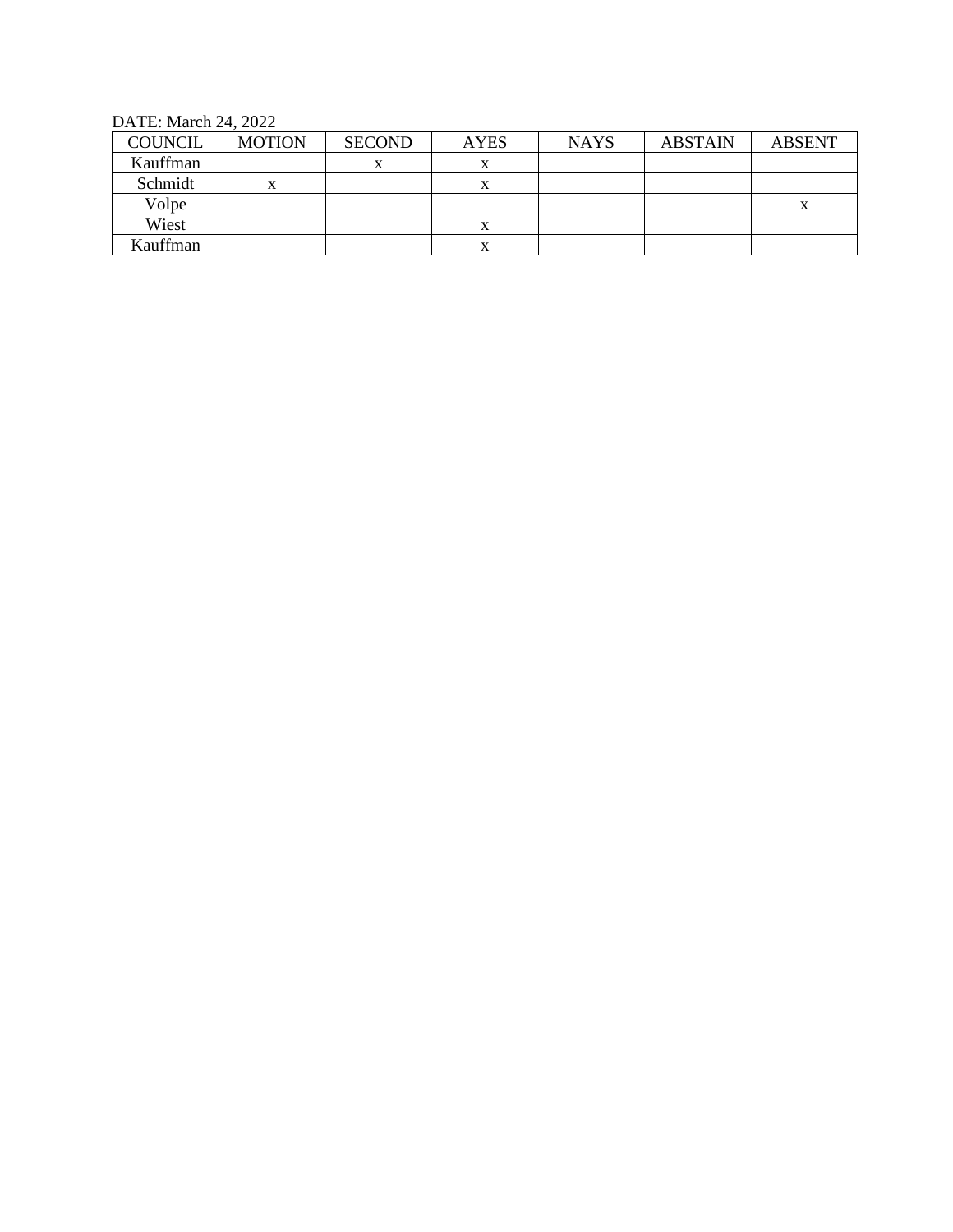DATE: March 24, 2022

| COUNCIL | MOTION | SECOND | AYES | NAYS | ABSTAIN | ABSENT |
|---|---|---|---|---|---|---|
| Kauffman | | x | x | | | |
| Schmidt | x | | x | | | |
| Volpe | | | | | | x |
| Wiest | | | x | | | |
| Kauffman | | | x | | | |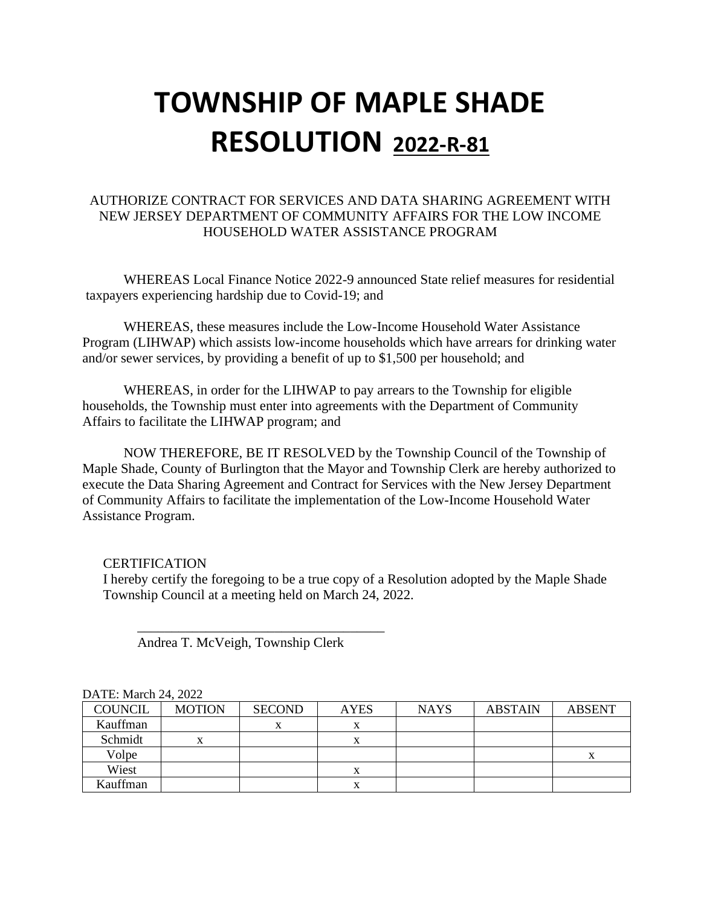# TOWNSHIP OF MAPLE SHADE RESOLUTION 2022-R-81

AUTHORIZE CONTRACT FOR SERVICES AND DATA SHARING AGREEMENT WITH NEW JERSEY DEPARTMENT OF COMMUNITY AFFAIRS FOR THE LOW INCOME HOUSEHOLD WATER ASSISTANCE PROGRAM

WHEREAS Local Finance Notice 2022-9 announced State relief measures for residential taxpayers experiencing hardship due to Covid-19; and

WHEREAS, these measures include the Low-Income Household Water Assistance Program (LIHWAP) which assists low-income households which have arrears for drinking water and/or sewer services, by providing a benefit of up to $1,500 per household; and

WHEREAS, in order for the LIHWAP to pay arrears to the Township for eligible households, the Township must enter into agreements with the Department of Community Affairs to facilitate the LIHWAP program; and

NOW THEREFORE, BE IT RESOLVED by the Township Council of the Township of Maple Shade, County of Burlington that the Mayor and Township Clerk are hereby authorized to execute the Data Sharing Agreement and Contract for Services with the New Jersey Department of Community Affairs to facilitate the implementation of the Low-Income Household Water Assistance Program.

CERTIFICATION
I hereby certify the foregoing to be a true copy of a Resolution adopted by the Maple Shade Township Council at a meeting held on March 24, 2022.

\_\_\_\_\_\_\_\_\_\_\_\_\_\_\_\_\_\_\_\_\_\_\_\_\_\_\_\_\_\_\_\_\_\_\_\_
Andrea T. McVeigh, Township Clerk

DATE: March 24, 2022

| COUNCIL | MOTION | SECOND | AYES | NAYS | ABSTAIN | ABSENT |
|---|---|---|---|---|---|---|
| Kauffman | | x | x | | | |
| Schmidt | x | | x | | | |
| Volpe | | | | | | x |
| Wiest | | | x | | | |
| Kauffman | | | x | | | |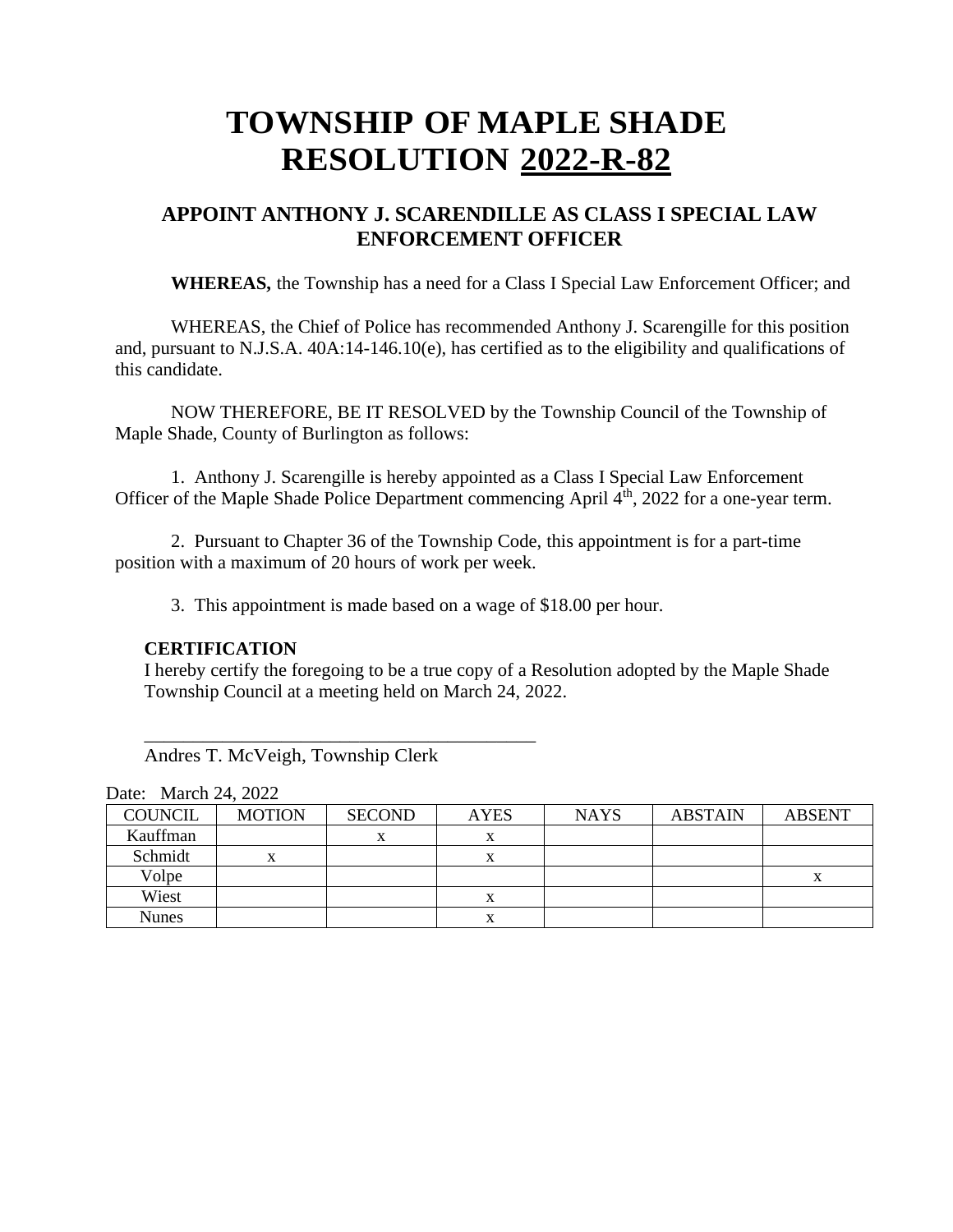# TOWNSHIP OF MAPLE SHADE RESOLUTION 2022-R-82

## APPOINT ANTHONY J. SCARENDILLE AS CLASS I SPECIAL LAW ENFORCEMENT OFFICER

**WHEREAS,** the Township has a need for a Class I Special Law Enforcement Officer; and

WHEREAS, the Chief of Police has recommended Anthony J. Scarengille for this position and, pursuant to N.J.S.A. 40A:14-146.10(e), has certified as to the eligibility and qualifications of this candidate.

NOW THEREFORE, BE IT RESOLVED by the Township Council of the Township of Maple Shade, County of Burlington as follows:

1. Anthony J. Scarengille is hereby appointed as a Class I Special Law Enforcement Officer of the Maple Shade Police Department commencing April 4th, 2022 for a one-year term.

2. Pursuant to Chapter 36 of the Township Code, this appointment is for a part-time position with a maximum of 20 hours of work per week.

3. This appointment is made based on a wage of $18.00 per hour.

**CERTIFICATION**

I hereby certify the foregoing to be a true copy of a Resolution adopted by the Maple Shade Township Council at a meeting held on March 24, 2022.

\_\_\_\_\_\_\_\_\_\_\_\_\_\_\_\_\_\_\_\_\_\_\_\_\_\_\_\_\_\_\_\_\_\_\_\_\_\_\_\_

Andres T. McVeigh, Township Clerk

Date: March 24, 2022

| COUNCIL | MOTION | SECOND | AYES | NAYS | ABSTAIN | ABSENT |
|---|---|---|---|---|---|---|
| Kauffman | | x | x | | | |
| Schmidt | x | | x | | | |
| Volpe | | | | | | x |
| Wiest | | | x | | | |
| Nunes | | | x | | | |